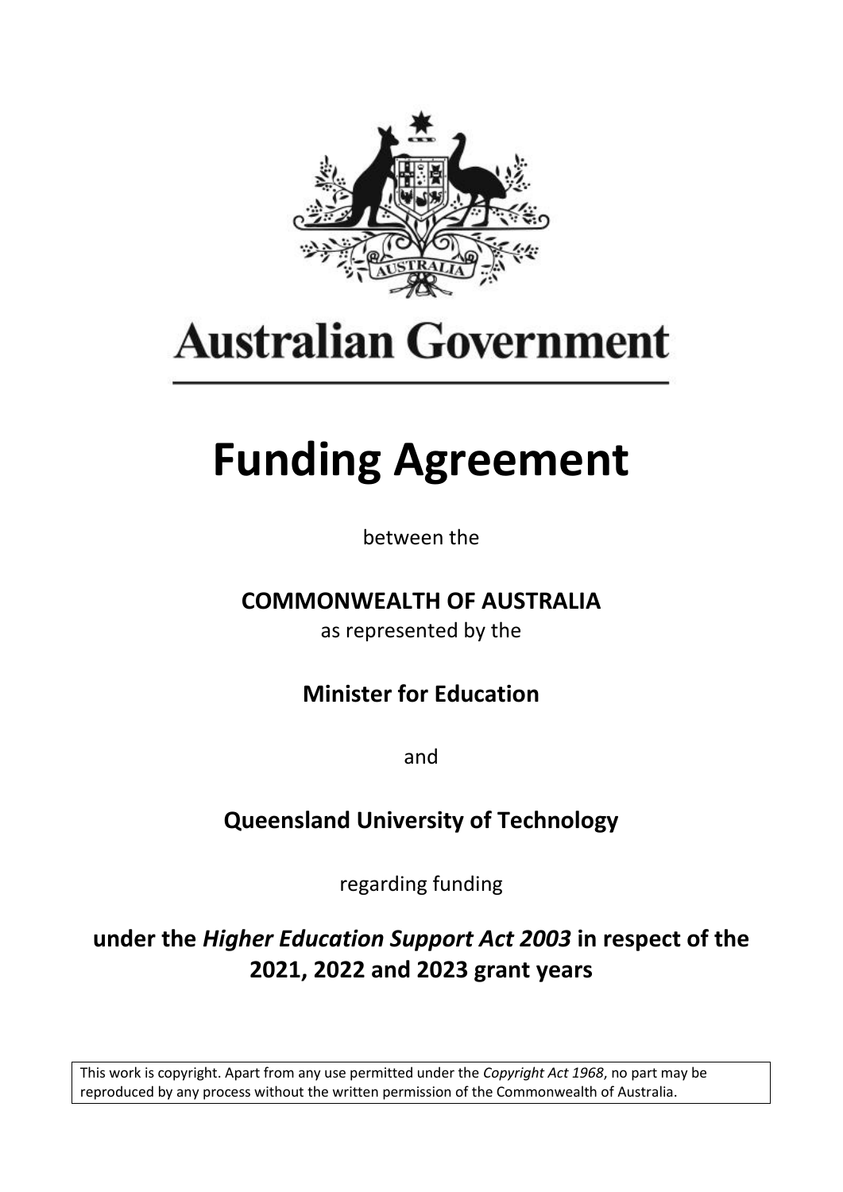Australian Government

# Funding Agreement

between the

**COMMONWEALTH OF AUSTRALIA**

as represented by the

**Minister for Education**

and

**Queensland University of Technology**

regarding funding

**under the *Higher Education Support Act 2003* in respect of the 2021, 2022 and 2023 grant years**

This work is copyright. Apart from any use permitted under the *Copyright Act 1968*, no part may be reproduced by any process without the written permission of the Commonwealth of Australia.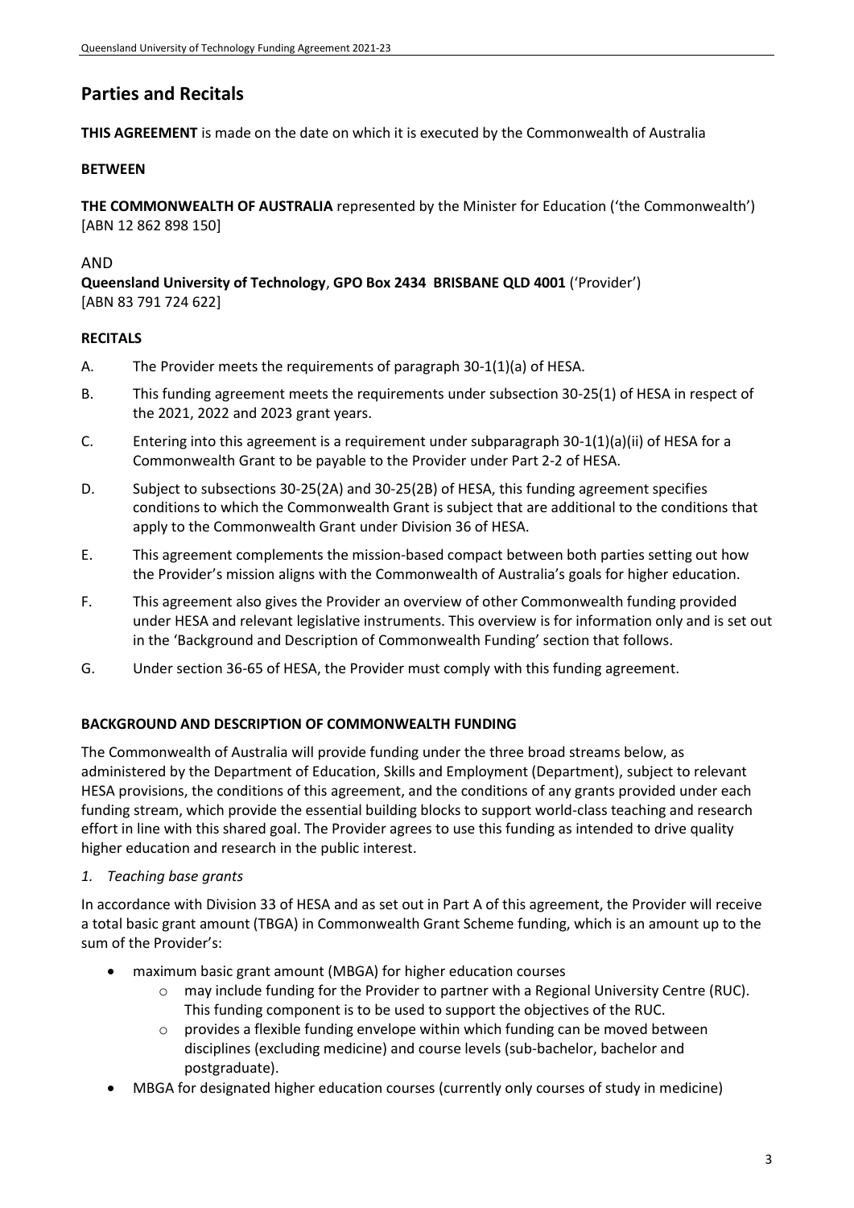## Parties and Recitals

**THIS AGREEMENT** is made on the date on which it is executed by the Commonwealth of Australia

**BETWEEN**

**THE COMMONWEALTH OF AUSTRALIA** represented by the Minister for Education ('the Commonwealth') [ABN 12 862 898 150]

AND

**Queensland University of Technology**, **GPO Box 2434 BRISBANE QLD 4001** ('Provider') [ABN 83 791 724 622]

**RECITALS**

A. The Provider meets the requirements of paragraph 30-1(1)(a) of HESA.

B. This funding agreement meets the requirements under subsection 30-25(1) of HESA in respect of the 2021, 2022 and 2023 grant years.

C. Entering into this agreement is a requirement under subparagraph 30-1(1)(a)(ii) of HESA for a Commonwealth Grant to be payable to the Provider under Part 2-2 of HESA.

D. Subject to subsections 30-25(2A) and 30-25(2B) of HESA, this funding agreement specifies conditions to which the Commonwealth Grant is subject that are additional to the conditions that apply to the Commonwealth Grant under Division 36 of HESA.

E. This agreement complements the mission-based compact between both parties setting out how the Provider's mission aligns with the Commonwealth of Australia's goals for higher education.

F. This agreement also gives the Provider an overview of other Commonwealth funding provided under HESA and relevant legislative instruments. This overview is for information only and is set out in the 'Background and Description of Commonwealth Funding' section that follows.

G. Under section 36-65 of HESA, the Provider must comply with this funding agreement.

**BACKGROUND AND DESCRIPTION OF COMMONWEALTH FUNDING**

The Commonwealth of Australia will provide funding under the three broad streams below, as administered by the Department of Education, Skills and Employment (Department), subject to relevant HESA provisions, the conditions of this agreement, and the conditions of any grants provided under each funding stream, which provide the essential building blocks to support world-class teaching and research effort in line with this shared goal. The Provider agrees to use this funding as intended to drive quality higher education and research in the public interest.

*1. Teaching base grants*

In accordance with Division 33 of HESA and as set out in Part A of this agreement, the Provider will receive a total basic grant amount (TBGA) in Commonwealth Grant Scheme funding, which is an amount up to the sum of the Provider's:

- maximum basic grant amount (MBGA) for higher education courses
  - may include funding for the Provider to partner with a Regional University Centre (RUC). This funding component is to be used to support the objectives of the RUC.
  - provides a flexible funding envelope within which funding can be moved between disciplines (excluding medicine) and course levels (sub-bachelor, bachelor and postgraduate).
- MBGA for designated higher education courses (currently only courses of study in medicine)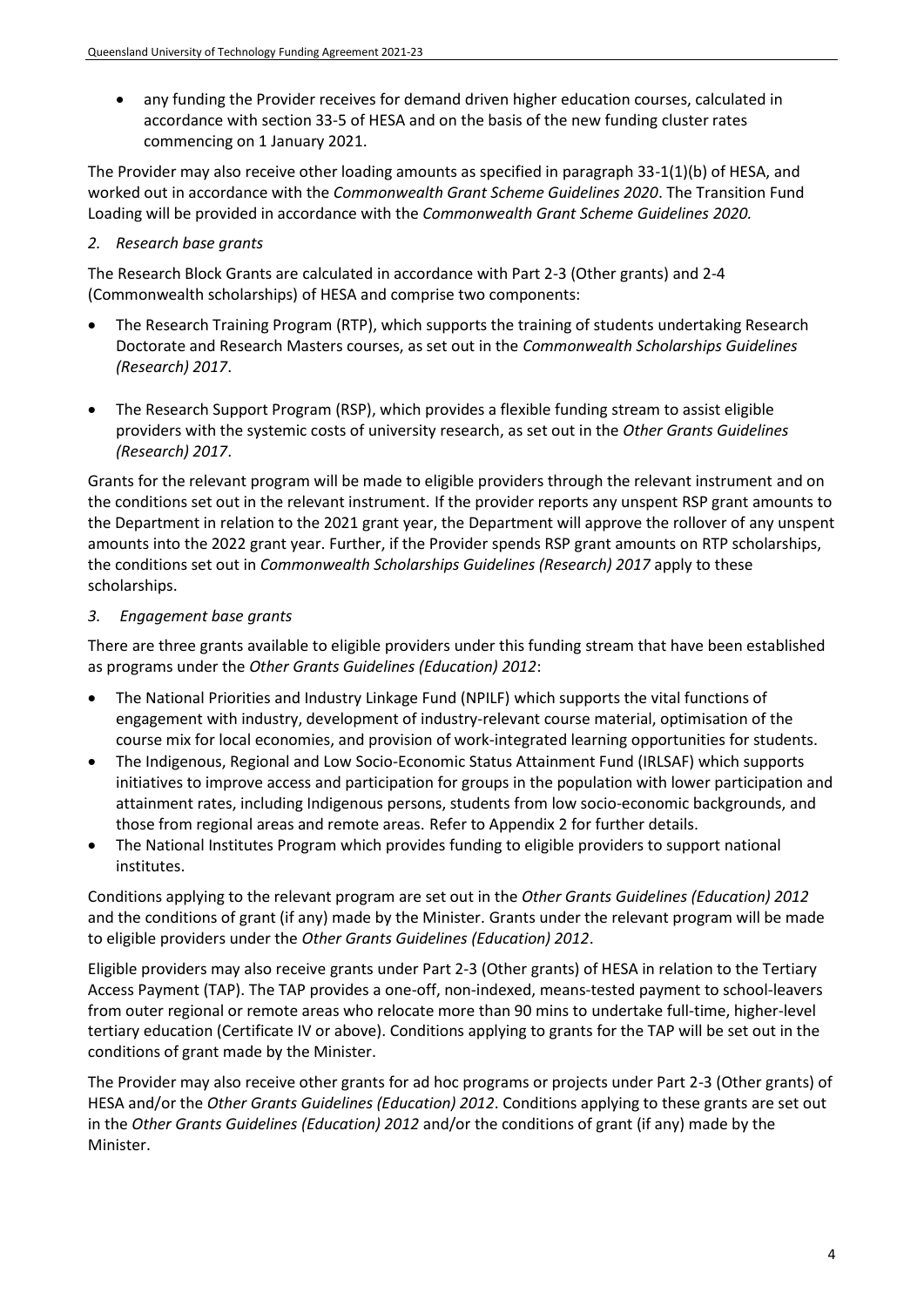- any funding the Provider receives for demand driven higher education courses, calculated in accordance with section 33-5 of HESA and on the basis of the new funding cluster rates commencing on 1 January 2021.

The Provider may also receive other loading amounts as specified in paragraph 33-1(1)(b) of HESA, and worked out in accordance with the *Commonwealth Grant Scheme Guidelines 2020*. The Transition Fund Loading will be provided in accordance with the *Commonwealth Grant Scheme Guidelines 2020.*

*2. Research base grants*

The Research Block Grants are calculated in accordance with Part 2-3 (Other grants) and 2-4 (Commonwealth scholarships) of HESA and comprise two components:

- The Research Training Program (RTP), which supports the training of students undertaking Research Doctorate and Research Masters courses, as set out in the *Commonwealth Scholarships Guidelines (Research) 2017*.
- The Research Support Program (RSP), which provides a flexible funding stream to assist eligible providers with the systemic costs of university research, as set out in the *Other Grants Guidelines (Research) 2017*.

Grants for the relevant program will be made to eligible providers through the relevant instrument and on the conditions set out in the relevant instrument. If the provider reports any unspent RSP grant amounts to the Department in relation to the 2021 grant year, the Department will approve the rollover of any unspent amounts into the 2022 grant year. Further, if the Provider spends RSP grant amounts on RTP scholarships, the conditions set out in *Commonwealth Scholarships Guidelines (Research) 2017* apply to these scholarships.

*3. Engagement base grants*

There are three grants available to eligible providers under this funding stream that have been established as programs under the *Other Grants Guidelines (Education) 2012*:

- The National Priorities and Industry Linkage Fund (NPILF) which supports the vital functions of engagement with industry, development of industry-relevant course material, optimisation of the course mix for local economies, and provision of work-integrated learning opportunities for students.
- The Indigenous, Regional and Low Socio-Economic Status Attainment Fund (IRLSAF) which supports initiatives to improve access and participation for groups in the population with lower participation and attainment rates, including Indigenous persons, students from low socio-economic backgrounds, and those from regional areas and remote areas. Refer to Appendix 2 for further details.
- The National Institutes Program which provides funding to eligible providers to support national institutes.

Conditions applying to the relevant program are set out in the *Other Grants Guidelines (Education) 2012* and the conditions of grant (if any) made by the Minister. Grants under the relevant program will be made to eligible providers under the *Other Grants Guidelines (Education) 2012*.

Eligible providers may also receive grants under Part 2-3 (Other grants) of HESA in relation to the Tertiary Access Payment (TAP). The TAP provides a one-off, non-indexed, means-tested payment to school-leavers from outer regional or remote areas who relocate more than 90 mins to undertake full-time, higher-level tertiary education (Certificate IV or above). Conditions applying to grants for the TAP will be set out in the conditions of grant made by the Minister.

The Provider may also receive other grants for ad hoc programs or projects under Part 2-3 (Other grants) of HESA and/or the *Other Grants Guidelines (Education) 2012*. Conditions applying to these grants are set out in the *Other Grants Guidelines (Education) 2012* and/or the conditions of grant (if any) made by the Minister.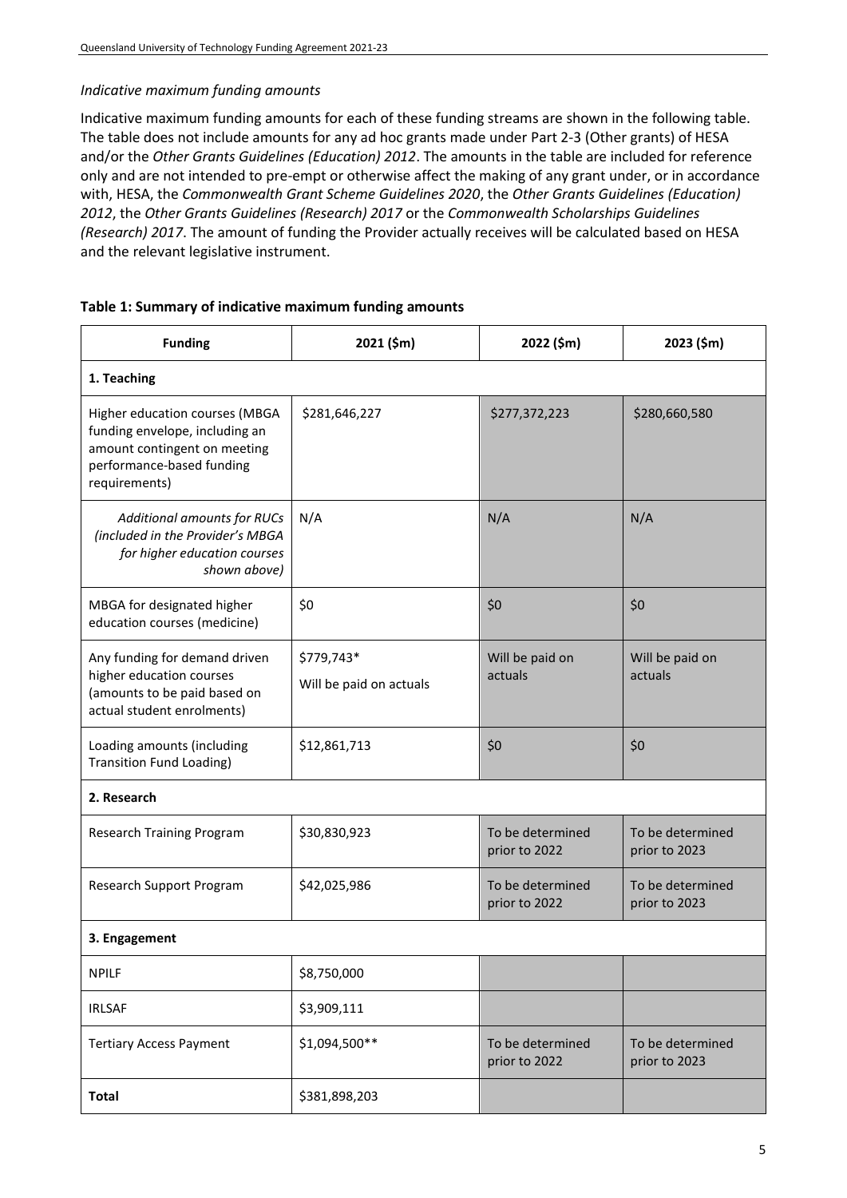*Indicative maximum funding amounts*

Indicative maximum funding amounts for each of these funding streams are shown in the following table. The table does not include amounts for any ad hoc grants made under Part 2-3 (Other grants) of HESA and/or the *Other Grants Guidelines (Education) 2012*. The amounts in the table are included for reference only and are not intended to pre-empt or otherwise affect the making of any grant under, or in accordance with, HESA, the *Commonwealth Grant Scheme Guidelines 2020*, the *Other Grants Guidelines (Education) 2012*, the *Other Grants Guidelines (Research) 2017* or the *Commonwealth Scholarships Guidelines (Research) 2017*. The amount of funding the Provider actually receives will be calculated based on HESA and the relevant legislative instrument.

**Table 1: Summary of indicative maximum funding amounts**

| Funding | 2021 ($m) | 2022 ($m) | 2023 ($m) |
|---|---|---|---|
| **1. Teaching** | | | |
| Higher education courses (MBGA funding envelope, including an amount contingent on meeting performance-based funding requirements) | $281,646,227 | $277,372,223 | $280,660,580 |
| *Additional amounts for RUCs (included in the Provider's MBGA for higher education courses shown above)* | N/A | N/A | N/A |
| MBGA for designated higher education courses (medicine) | $0 | $0 | $0 |
| Any funding for demand driven higher education courses (amounts to be paid based on actual student enrolments) | $779,743* Will be paid on actuals | Will be paid on actuals | Will be paid on actuals |
| Loading amounts (including Transition Fund Loading) | $12,861,713 | $0 | $0 |
| **2. Research** | | | |
| Research Training Program | $30,830,923 | To be determined prior to 2022 | To be determined prior to 2023 |
| Research Support Program | $42,025,986 | To be determined prior to 2022 | To be determined prior to 2023 |
| **3. Engagement** | | | |
| NPILF | $8,750,000 | | |
| IRLSAF | $3,909,111 | | |
| Tertiary Access Payment | $1,094,500** | To be determined prior to 2022 | To be determined prior to 2023 |
| **Total** | $381,898,203 | | |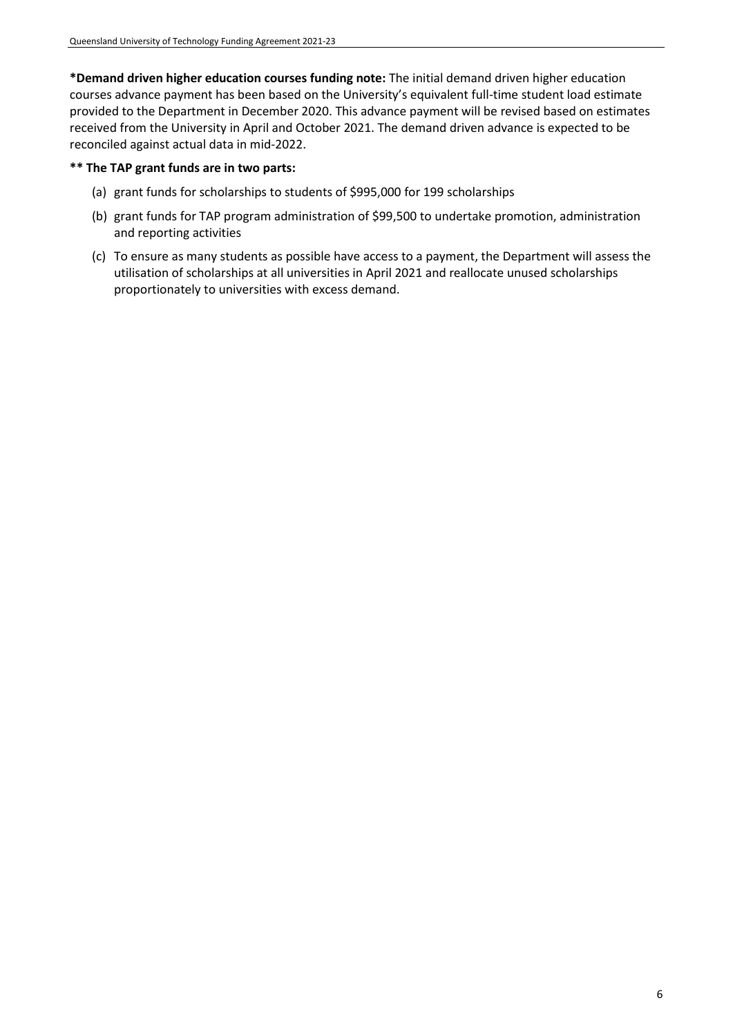**\*Demand driven higher education courses funding note:** The initial demand driven higher education courses advance payment has been based on the University's equivalent full-time student load estimate provided to the Department in December 2020. This advance payment will be revised based on estimates received from the University in April and October 2021. The demand driven advance is expected to be reconciled against actual data in mid-2022.

**\*\* The TAP grant funds are in two parts:**

(a) grant funds for scholarships to students of $995,000 for 199 scholarships

(b) grant funds for TAP program administration of $99,500 to undertake promotion, administration and reporting activities

(c) To ensure as many students as possible have access to a payment, the Department will assess the utilisation of scholarships at all universities in April 2021 and reallocate unused scholarships proportionately to universities with excess demand.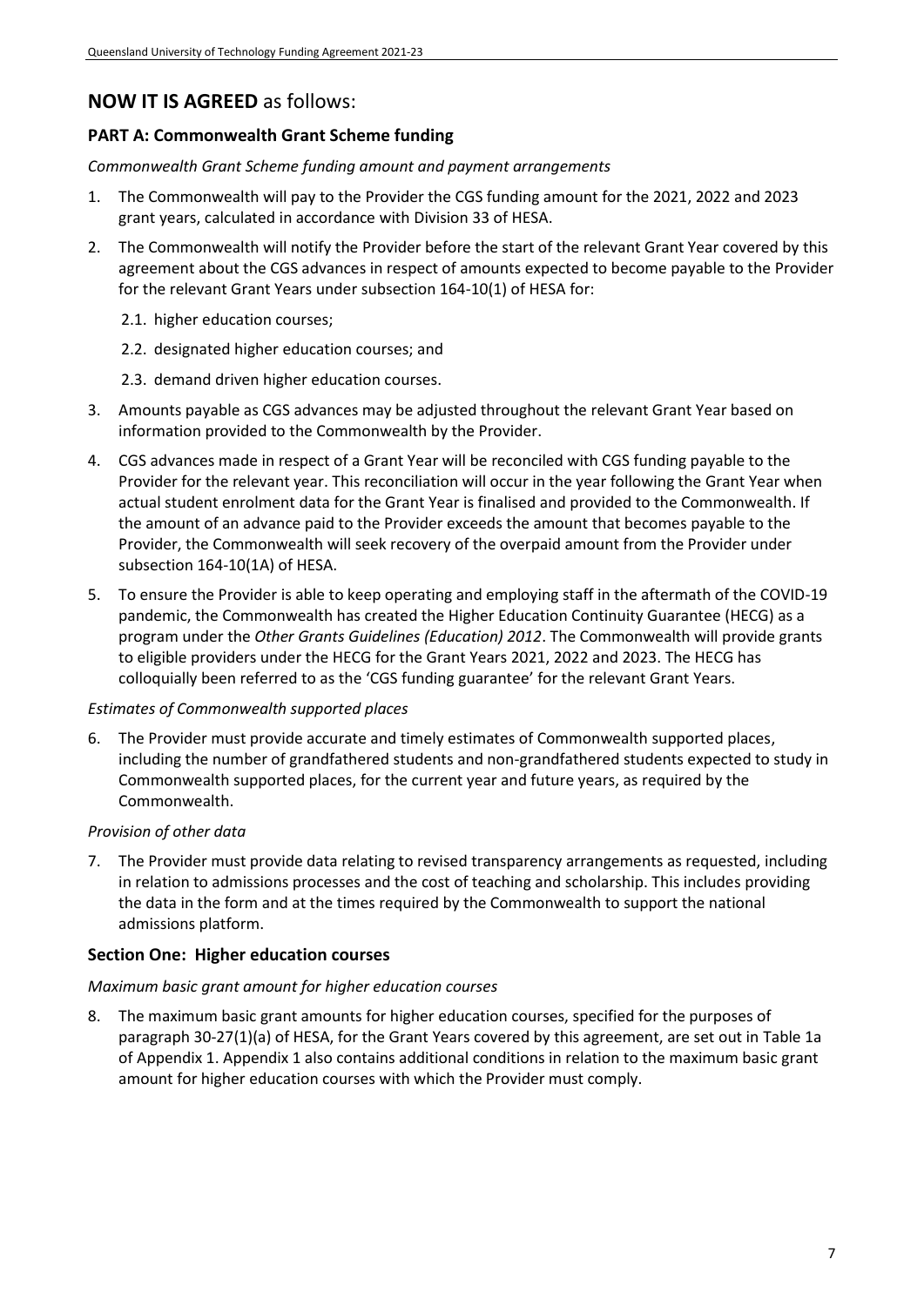## NOW IT IS AGREED as follows:

### PART A: Commonwealth Grant Scheme funding

*Commonwealth Grant Scheme funding amount and payment arrangements*

1. The Commonwealth will pay to the Provider the CGS funding amount for the 2021, 2022 and 2023 grant years, calculated in accordance with Division 33 of HESA.
2. The Commonwealth will notify the Provider before the start of the relevant Grant Year covered by this agreement about the CGS advances in respect of amounts expected to become payable to the Provider for the relevant Grant Years under subsection 164-10(1) of HESA for:
   2.1. higher education courses;
   2.2. designated higher education courses; and
   2.3. demand driven higher education courses.
3. Amounts payable as CGS advances may be adjusted throughout the relevant Grant Year based on information provided to the Commonwealth by the Provider.
4. CGS advances made in respect of a Grant Year will be reconciled with CGS funding payable to the Provider for the relevant year. This reconciliation will occur in the year following the Grant Year when actual student enrolment data for the Grant Year is finalised and provided to the Commonwealth. If the amount of an advance paid to the Provider exceeds the amount that becomes payable to the Provider, the Commonwealth will seek recovery of the overpaid amount from the Provider under subsection 164-10(1A) of HESA.
5. To ensure the Provider is able to keep operating and employing staff in the aftermath of the COVID-19 pandemic, the Commonwealth has created the Higher Education Continuity Guarantee (HECG) as a program under the *Other Grants Guidelines (Education) 2012*. The Commonwealth will provide grants to eligible providers under the HECG for the Grant Years 2021, 2022 and 2023. The HECG has colloquially been referred to as the 'CGS funding guarantee' for the relevant Grant Years.

*Estimates of Commonwealth supported places*

6. The Provider must provide accurate and timely estimates of Commonwealth supported places, including the number of grandfathered students and non-grandfathered students expected to study in Commonwealth supported places, for the current year and future years, as required by the Commonwealth.

*Provision of other data*

7. The Provider must provide data relating to revised transparency arrangements as requested, including in relation to admissions processes and the cost of teaching and scholarship. This includes providing the data in the form and at the times required by the Commonwealth to support the national admissions platform.

### Section One: Higher education courses

*Maximum basic grant amount for higher education courses*

8. The maximum basic grant amounts for higher education courses, specified for the purposes of paragraph 30-27(1)(a) of HESA, for the Grant Years covered by this agreement, are set out in Table 1a of Appendix 1. Appendix 1 also contains additional conditions in relation to the maximum basic grant amount for higher education courses with which the Provider must comply.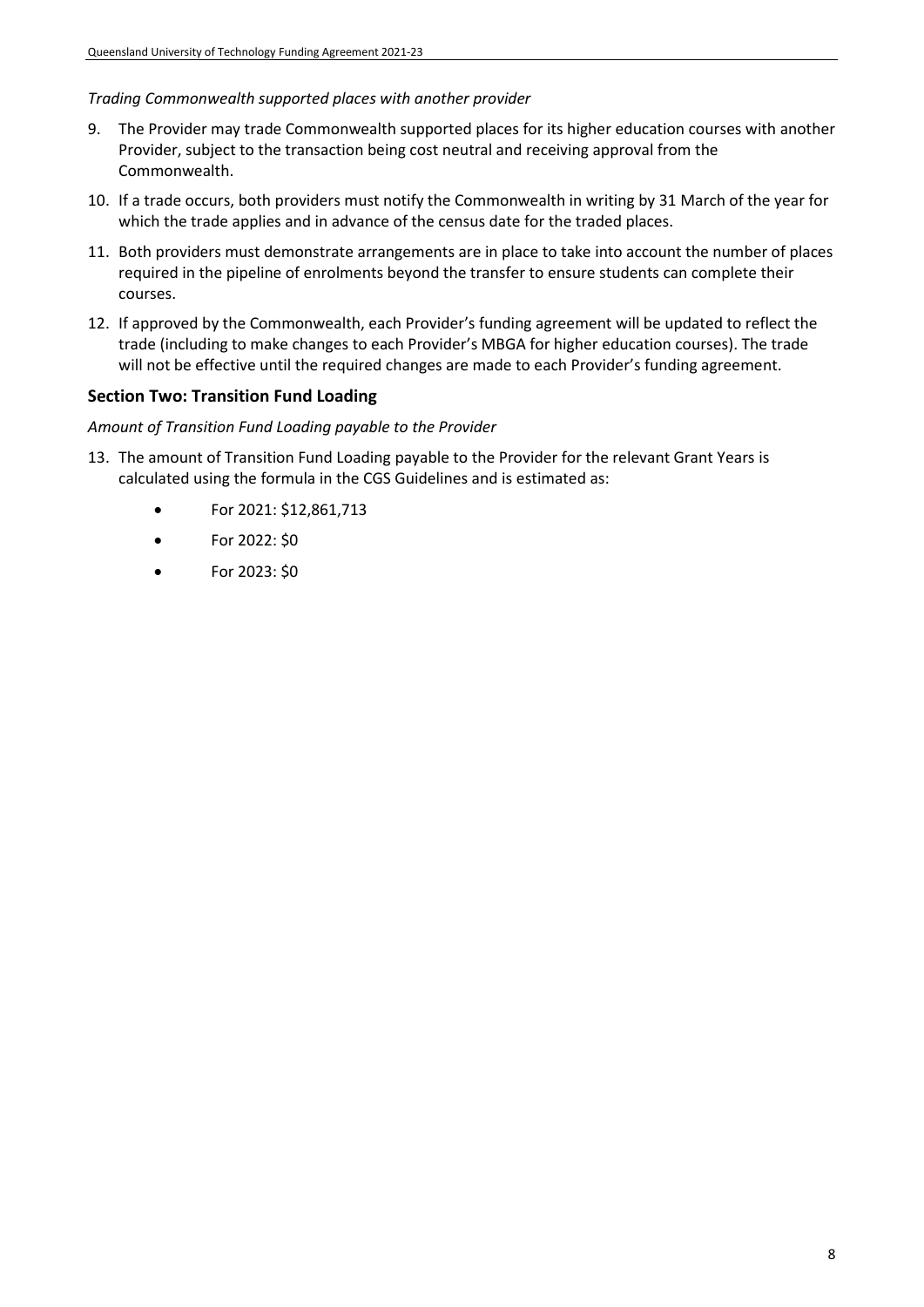*Trading Commonwealth supported places with another provider*

9. The Provider may trade Commonwealth supported places for its higher education courses with another Provider, subject to the transaction being cost neutral and receiving approval from the Commonwealth.
10. If a trade occurs, both providers must notify the Commonwealth in writing by 31 March of the year for which the trade applies and in advance of the census date for the traded places.
11. Both providers must demonstrate arrangements are in place to take into account the number of places required in the pipeline of enrolments beyond the transfer to ensure students can complete their courses.
12. If approved by the Commonwealth, each Provider's funding agreement will be updated to reflect the trade (including to make changes to each Provider's MBGA for higher education courses). The trade will not be effective until the required changes are made to each Provider's funding agreement.

## Section Two: Transition Fund Loading

*Amount of Transition Fund Loading payable to the Provider*

13. The amount of Transition Fund Loading payable to the Provider for the relevant Grant Years is calculated using the formula in the CGS Guidelines and is estimated as:
    - For 2021: $12,861,713
    - For 2022: $0
    - For 2023: $0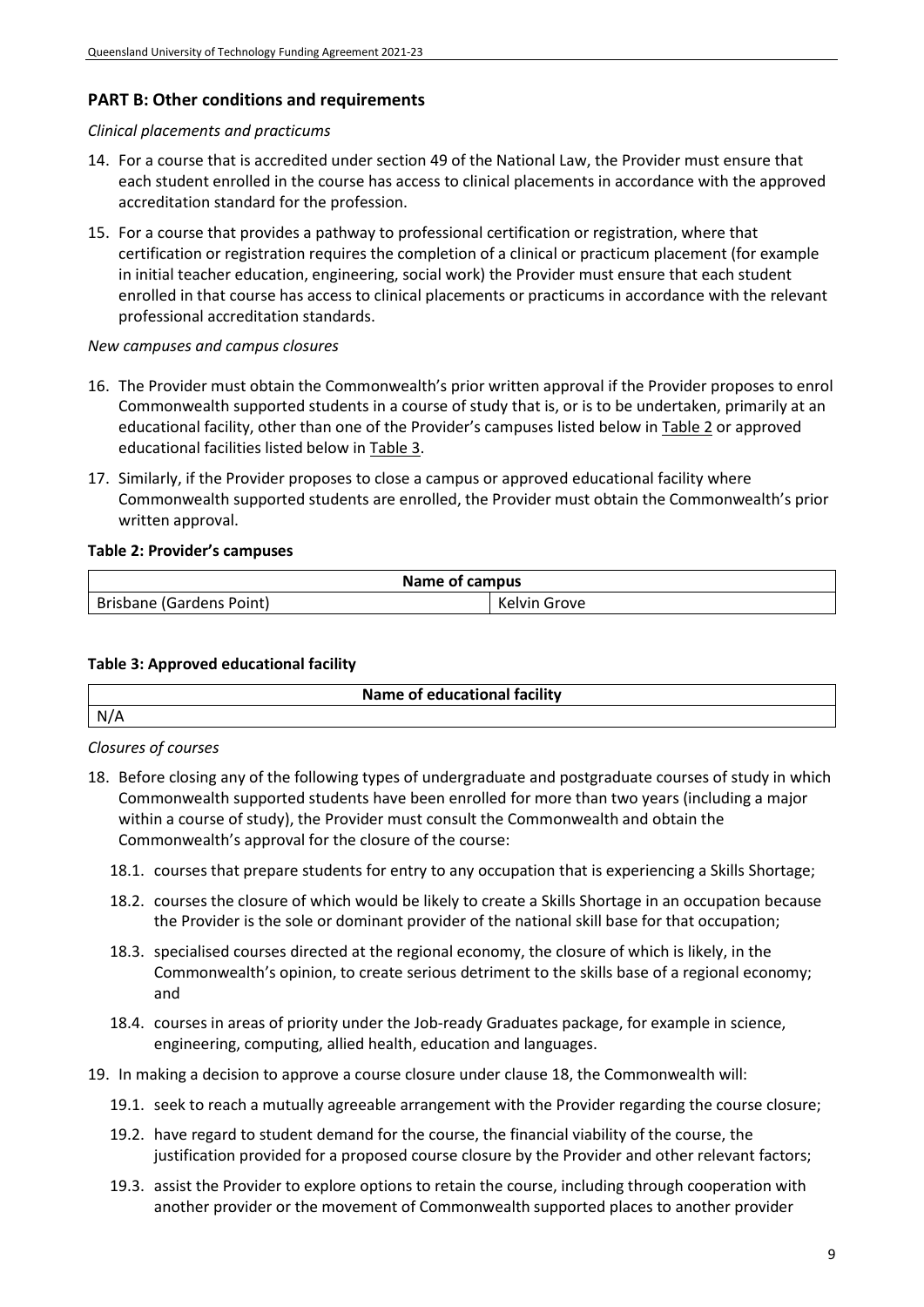## PART B: Other conditions and requirements

*Clinical placements and practicums*

14. For a course that is accredited under section 49 of the National Law, the Provider must ensure that each student enrolled in the course has access to clinical placements in accordance with the approved accreditation standard for the profession.
15. For a course that provides a pathway to professional certification or registration, where that certification or registration requires the completion of a clinical or practicum placement (for example in initial teacher education, engineering, social work) the Provider must ensure that each student enrolled in that course has access to clinical placements or practicums in accordance with the relevant professional accreditation standards.

*New campuses and campus closures*

16. The Provider must obtain the Commonwealth's prior written approval if the Provider proposes to enrol Commonwealth supported students in a course of study that is, or is to be undertaken, primarily at an educational facility, other than one of the Provider's campuses listed below in Table 2 or approved educational facilities listed below in Table 3.
17. Similarly, if the Provider proposes to close a campus or approved educational facility where Commonwealth supported students are enrolled, the Provider must obtain the Commonwealth's prior written approval.

**Table 2: Provider's campuses**

| Name of campus | |
|---|---|
| Brisbane (Gardens Point) | Kelvin Grove |

**Table 3: Approved educational facility**

| Name of educational facility |
|---|
| N/A |

*Closures of courses*

18. Before closing any of the following types of undergraduate and postgraduate courses of study in which Commonwealth supported students have been enrolled for more than two years (including a major within a course of study), the Provider must consult the Commonwealth and obtain the Commonwealth's approval for the closure of the course:
    18.1. courses that prepare students for entry to any occupation that is experiencing a Skills Shortage;
    18.2. courses the closure of which would be likely to create a Skills Shortage in an occupation because the Provider is the sole or dominant provider of the national skill base for that occupation;
    18.3. specialised courses directed at the regional economy, the closure of which is likely, in the Commonwealth's opinion, to create serious detriment to the skills base of a regional economy; and
    18.4. courses in areas of priority under the Job-ready Graduates package, for example in science, engineering, computing, allied health, education and languages.
19. In making a decision to approve a course closure under clause 18, the Commonwealth will:
    19.1. seek to reach a mutually agreeable arrangement with the Provider regarding the course closure;
    19.2. have regard to student demand for the course, the financial viability of the course, the justification provided for a proposed course closure by the Provider and other relevant factors;
    19.3. assist the Provider to explore options to retain the course, including through cooperation with another provider or the movement of Commonwealth supported places to another provider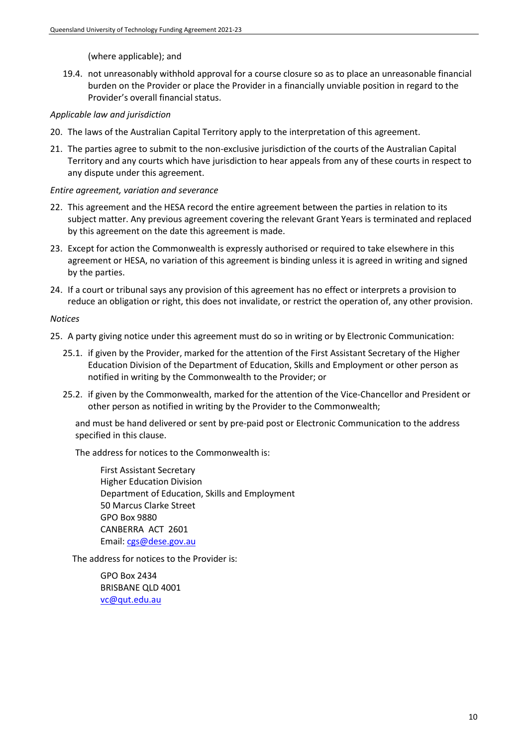(where applicable); and

19.4. not unreasonably withhold approval for a course closure so as to place an unreasonable financial burden on the Provider or place the Provider in a financially unviable position in regard to the Provider's overall financial status.

*Applicable law and jurisdiction*

20. The laws of the Australian Capital Territory apply to the interpretation of this agreement.

21. The parties agree to submit to the non-exclusive jurisdiction of the courts of the Australian Capital Territory and any courts which have jurisdiction to hear appeals from any of these courts in respect to any dispute under this agreement.

*Entire agreement, variation and severance*

22. This agreement and the HESA record the entire agreement between the parties in relation to its subject matter. Any previous agreement covering the relevant Grant Years is terminated and replaced by this agreement on the date this agreement is made.

23. Except for action the Commonwealth is expressly authorised or required to take elsewhere in this agreement or HESA, no variation of this agreement is binding unless it is agreed in writing and signed by the parties.

24. If a court or tribunal says any provision of this agreement has no effect or interprets a provision to reduce an obligation or right, this does not invalidate, or restrict the operation of, any other provision.

*Notices*

25. A party giving notice under this agreement must do so in writing or by Electronic Communication:

    25.1. if given by the Provider, marked for the attention of the First Assistant Secretary of the Higher Education Division of the Department of Education, Skills and Employment or other person as notified in writing by the Commonwealth to the Provider; or

    25.2. if given by the Commonwealth, marked for the attention of the Vice-Chancellor and President or other person as notified in writing by the Provider to the Commonwealth;

    and must be hand delivered or sent by pre-paid post or Electronic Communication to the address specified in this clause.

    The address for notices to the Commonwealth is:

    First Assistant Secretary
    Higher Education Division
    Department of Education, Skills and Employment
    50 Marcus Clarke Street
    GPO Box 9880
    CANBERRA ACT 2601
    Email: cgs@dese.gov.au

    The address for notices to the Provider is:

    GPO Box 2434
    BRISBANE QLD 4001
    vc@qut.edu.au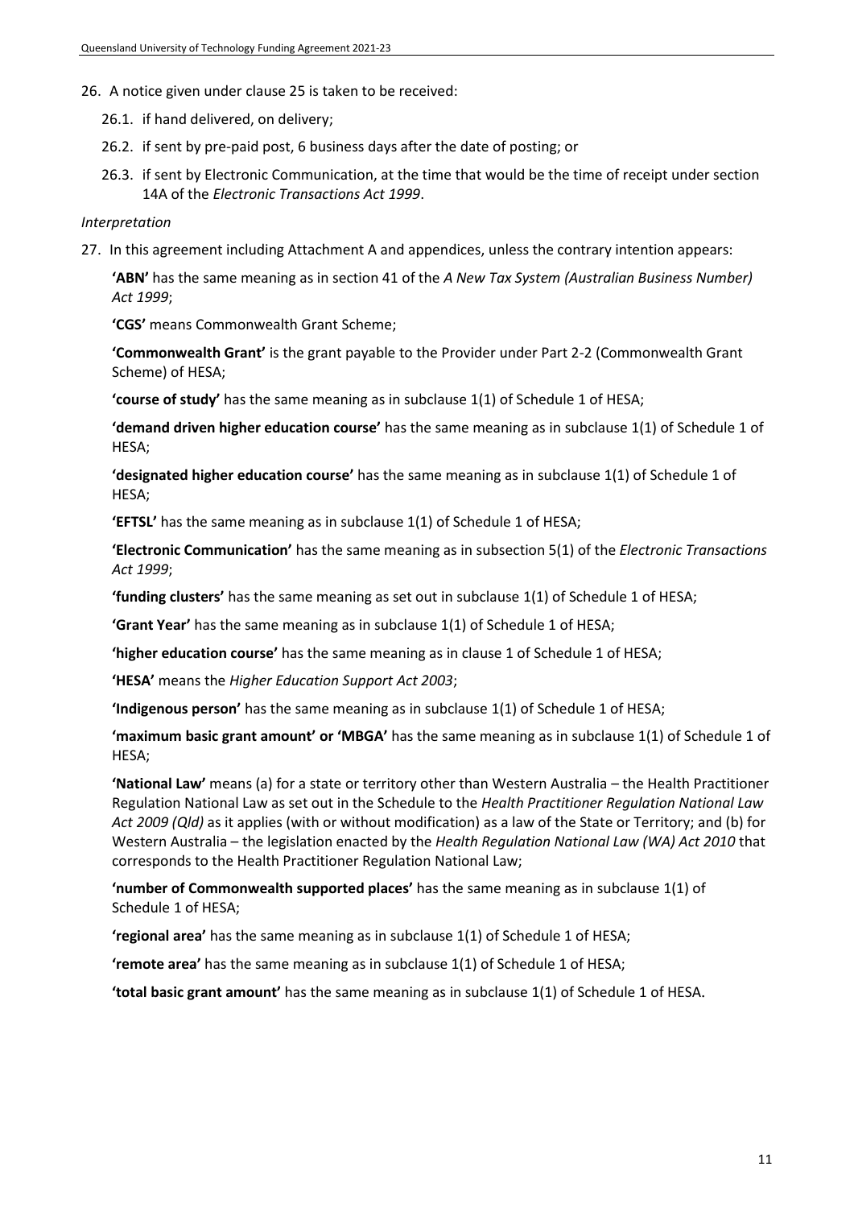26. A notice given under clause 25 is taken to be received:

    26.1. if hand delivered, on delivery;

    26.2. if sent by pre-paid post, 6 business days after the date of posting; or

    26.3. if sent by Electronic Communication, at the time that would be the time of receipt under section 14A of the *Electronic Transactions Act 1999*.

*Interpretation*

27. In this agreement including Attachment A and appendices, unless the contrary intention appears:

    **'ABN'** has the same meaning as in section 41 of the *A New Tax System (Australian Business Number) Act 1999*;

    **'CGS'** means Commonwealth Grant Scheme;

    **'Commonwealth Grant'** is the grant payable to the Provider under Part 2-2 (Commonwealth Grant Scheme) of HESA;

    **'course of study'** has the same meaning as in subclause 1(1) of Schedule 1 of HESA;

    **'demand driven higher education course'** has the same meaning as in subclause 1(1) of Schedule 1 of HESA;

    **'designated higher education course'** has the same meaning as in subclause 1(1) of Schedule 1 of HESA;

    **'EFTSL'** has the same meaning as in subclause 1(1) of Schedule 1 of HESA;

    **'Electronic Communication'** has the same meaning as in subsection 5(1) of the *Electronic Transactions Act 1999*;

    **'funding clusters'** has the same meaning as set out in subclause 1(1) of Schedule 1 of HESA;

    **'Grant Year'** has the same meaning as in subclause 1(1) of Schedule 1 of HESA;

    **'higher education course'** has the same meaning as in clause 1 of Schedule 1 of HESA;

    **'HESA'** means the *Higher Education Support Act 2003*;

    **'Indigenous person'** has the same meaning as in subclause 1(1) of Schedule 1 of HESA;

    **'maximum basic grant amount' or 'MBGA'** has the same meaning as in subclause 1(1) of Schedule 1 of HESA;

    **'National Law'** means (a) for a state or territory other than Western Australia – the Health Practitioner Regulation National Law as set out in the Schedule to the *Health Practitioner Regulation National Law Act 2009 (Qld)* as it applies (with or without modification) as a law of the State or Territory; and (b) for Western Australia – the legislation enacted by the *Health Regulation National Law (WA) Act 2010* that corresponds to the Health Practitioner Regulation National Law;

    **'number of Commonwealth supported places'** has the same meaning as in subclause 1(1) of Schedule 1 of HESA;

    **'regional area'** has the same meaning as in subclause 1(1) of Schedule 1 of HESA;

    **'remote area'** has the same meaning as in subclause 1(1) of Schedule 1 of HESA;

    **'total basic grant amount'** has the same meaning as in subclause 1(1) of Schedule 1 of HESA.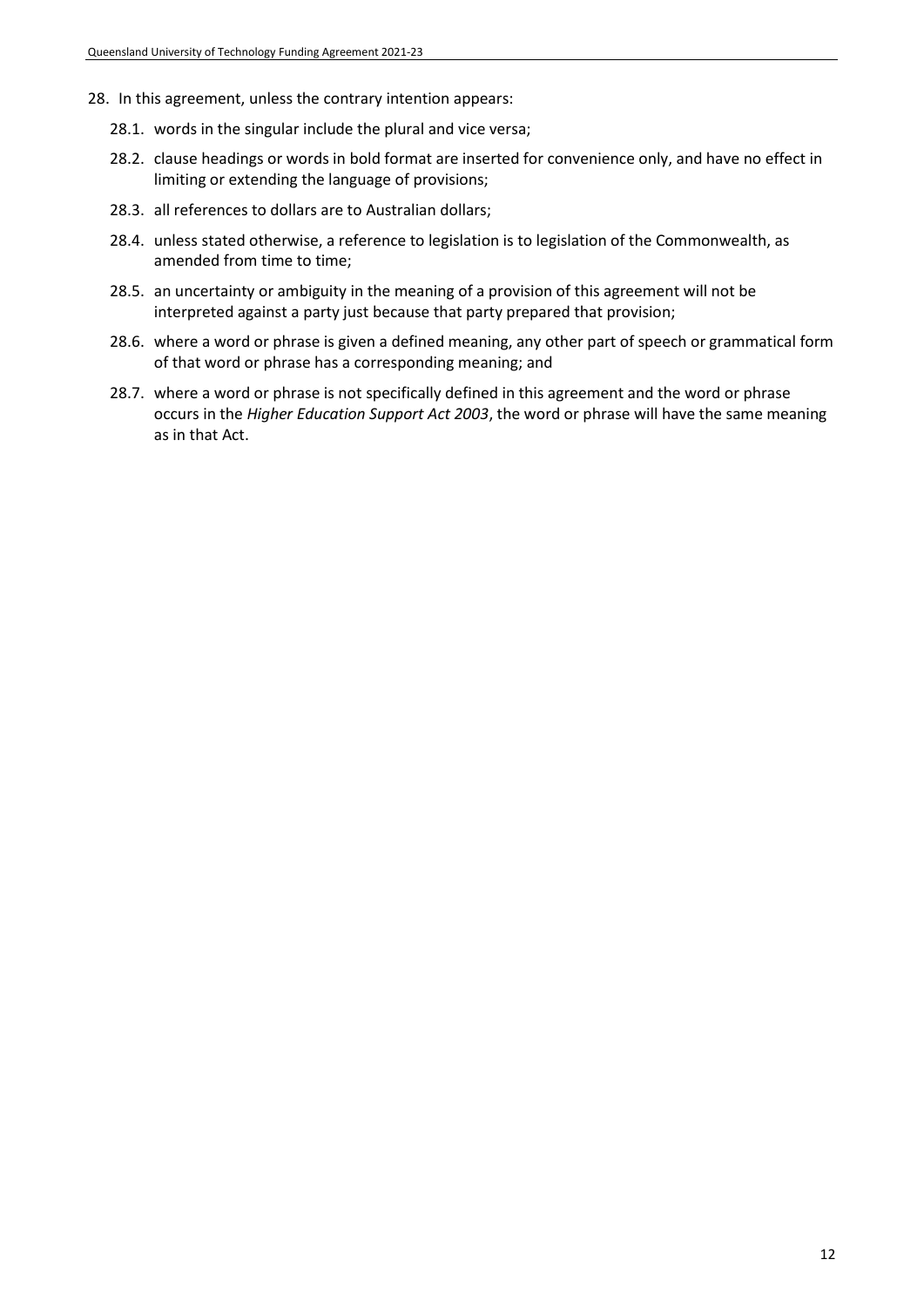28. In this agreement, unless the contrary intention appears:

    28.1. words in the singular include the plural and vice versa;

    28.2. clause headings or words in bold format are inserted for convenience only, and have no effect in limiting or extending the language of provisions;

    28.3. all references to dollars are to Australian dollars;

    28.4. unless stated otherwise, a reference to legislation is to legislation of the Commonwealth, as amended from time to time;

    28.5. an uncertainty or ambiguity in the meaning of a provision of this agreement will not be interpreted against a party just because that party prepared that provision;

    28.6. where a word or phrase is given a defined meaning, any other part of speech or grammatical form of that word or phrase has a corresponding meaning; and

    28.7. where a word or phrase is not specifically defined in this agreement and the word or phrase occurs in the *Higher Education Support Act 2003*, the word or phrase will have the same meaning as in that Act.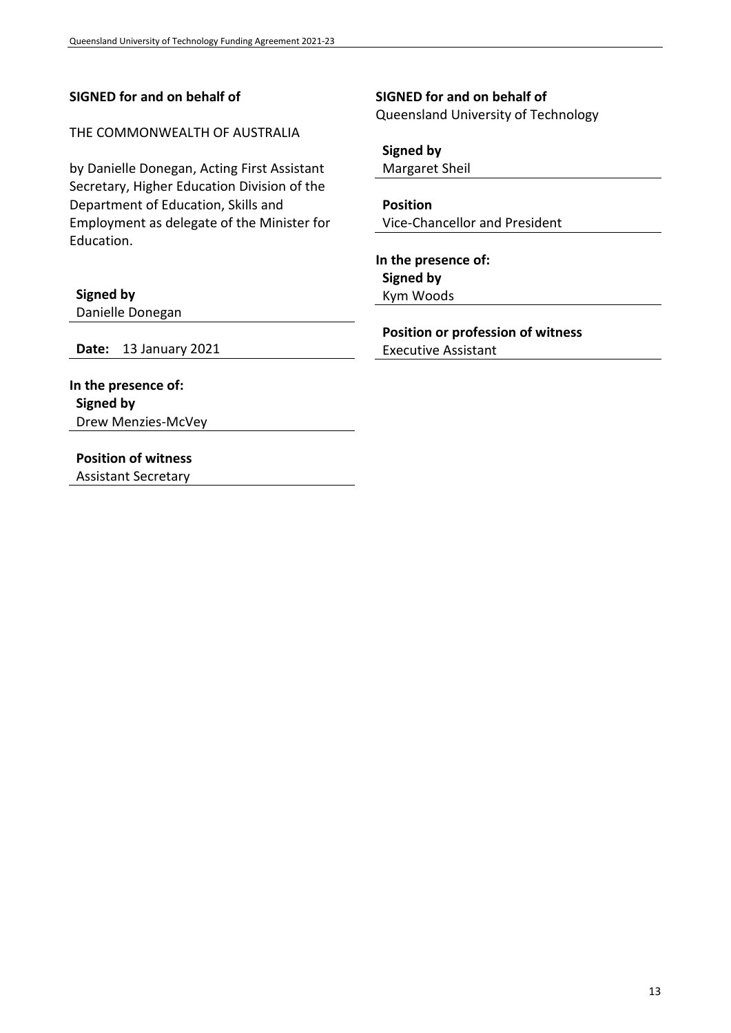**SIGNED for and on behalf of**

THE COMMONWEALTH OF AUSTRALIA

by Danielle Donegan, Acting First Assistant Secretary, Higher Education Division of the Department of Education, Skills and Employment as delegate of the Minister for Education.

**Signed by**
Danielle Donegan

**Date:** 13 January 2021

**In the presence of:**
**Signed by**
Drew Menzies-McVey

**Position of witness**
Assistant Secretary

**SIGNED for and on behalf of**
Queensland University of Technology

**Signed by**
Margaret Sheil

**Position**
Vice-Chancellor and President

**In the presence of:**
**Signed by**
Kym Woods

**Position or profession of witness**
Executive Assistant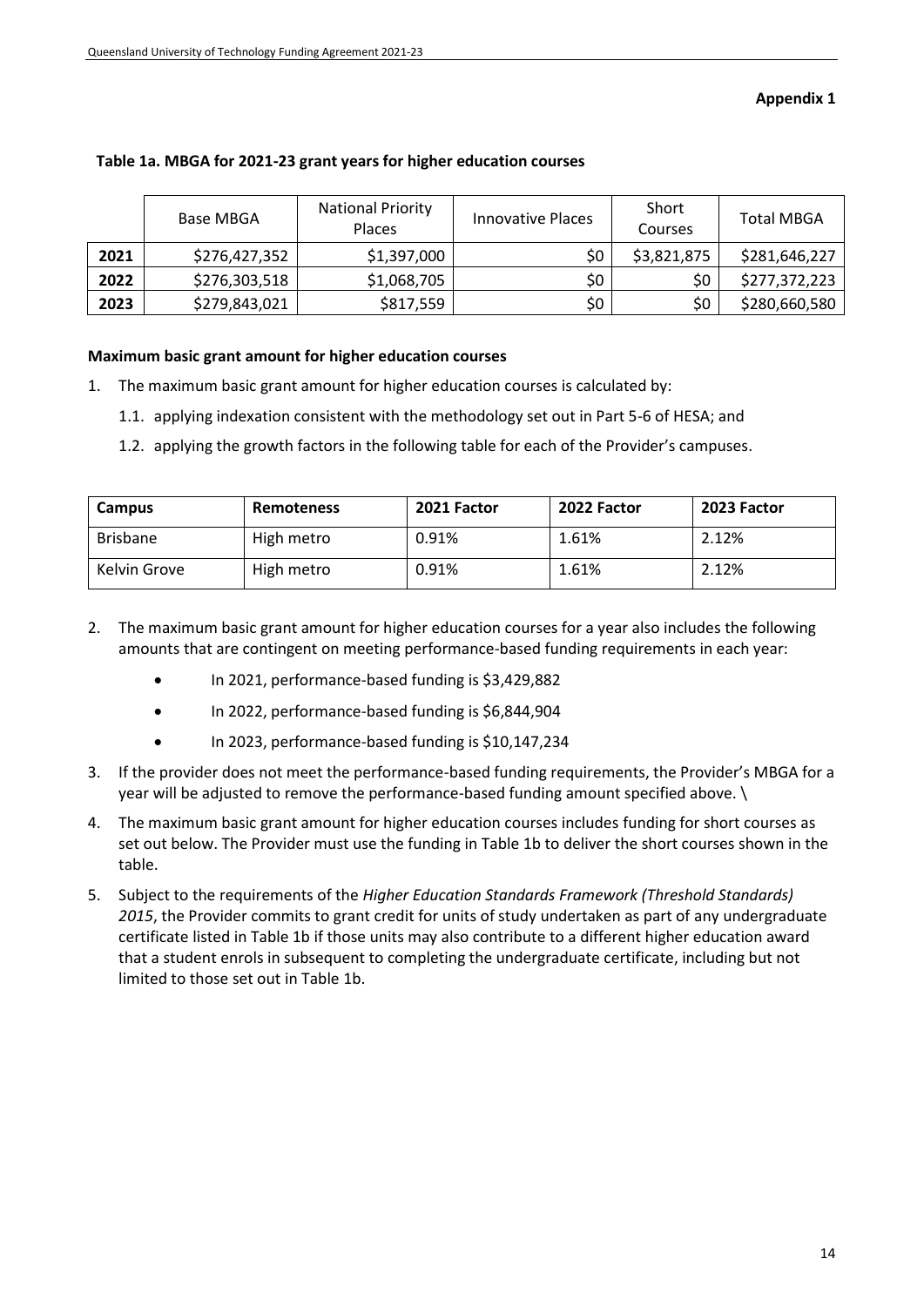**Appendix 1**

**Table 1a. MBGA for 2021-23 grant years for higher education courses**

| | Base MBGA | National Priority Places | Innovative Places | Short Courses | Total MBGA |
|---|---|---|---|---|---|
| **2021** | $276,427,352 | $1,397,000 | $0 | $3,821,875 | $281,646,227 |
| **2022** | $276,303,518 | $1,068,705 | $0 | $0 | $277,372,223 |
| **2023** | $279,843,021 | $817,559 | $0 | $0 | $280,660,580 |

**Maximum basic grant amount for higher education courses**

1. The maximum basic grant amount for higher education courses is calculated by:
   1.1. applying indexation consistent with the methodology set out in Part 5-6 of HESA; and
   1.2. applying the growth factors in the following table for each of the Provider's campuses.

| **Campus** | **Remoteness** | **2021 Factor** | **2022 Factor** | **2023 Factor** |
|---|---|---|---|---|
| Brisbane | High metro | 0.91% | 1.61% | 2.12% |
| Kelvin Grove | High metro | 0.91% | 1.61% | 2.12% |

2. The maximum basic grant amount for higher education courses for a year also includes the following amounts that are contingent on meeting performance-based funding requirements in each year:
   - In 2021, performance-based funding is $3,429,882
   - In 2022, performance-based funding is $6,844,904
   - In 2023, performance-based funding is $10,147,234
3. If the provider does not meet the performance-based funding requirements, the Provider's MBGA for a year will be adjusted to remove the performance-based funding amount specified above. \
4. The maximum basic grant amount for higher education courses includes funding for short courses as set out below. The Provider must use the funding in Table 1b to deliver the short courses shown in the table.
5. Subject to the requirements of the *Higher Education Standards Framework (Threshold Standards) 2015*, the Provider commits to grant credit for units of study undertaken as part of any undergraduate certificate listed in Table 1b if those units may also contribute to a different higher education award that a student enrols in subsequent to completing the undergraduate certificate, including but not limited to those set out in Table 1b.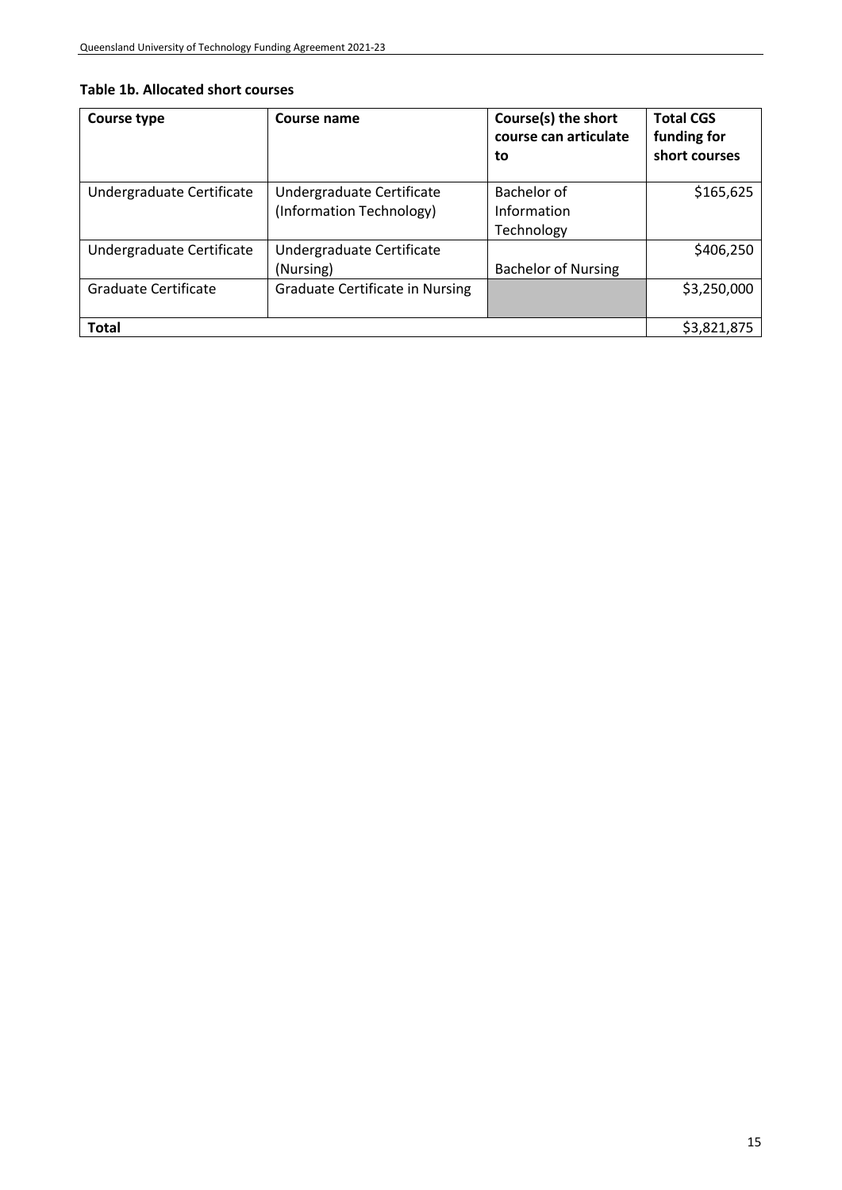**Table 1b. Allocated short courses**

| Course type | Course name | Course(s) the short course can articulate to | Total CGS funding for short courses |
|---|---|---|---|
| Undergraduate Certificate | Undergraduate Certificate (Information Technology) | Bachelor of Information Technology | $165,625 |
| Undergraduate Certificate | Undergraduate Certificate (Nursing) | Bachelor of Nursing | $406,250 |
| Graduate Certificate | Graduate Certificate in Nursing | | $3,250,000 |
| **Total** | | | $3,821,875 |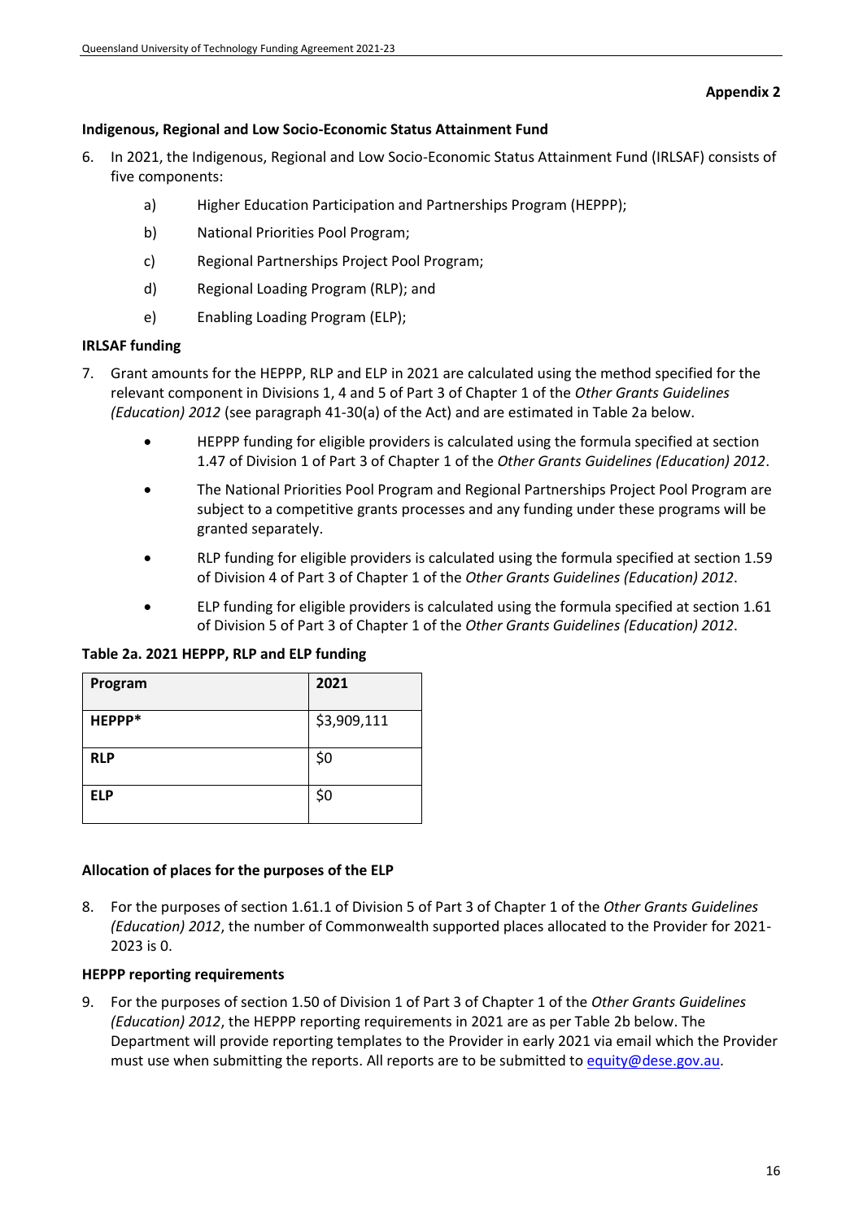**Appendix 2**

**Indigenous, Regional and Low Socio-Economic Status Attainment Fund**

6. In 2021, the Indigenous, Regional and Low Socio-Economic Status Attainment Fund (IRLSAF) consists of five components:

    a) Higher Education Participation and Partnerships Program (HEPPP);

    b) National Priorities Pool Program;

    c) Regional Partnerships Project Pool Program;

    d) Regional Loading Program (RLP); and

    e) Enabling Loading Program (ELP);

**IRLSAF funding**

7. Grant amounts for the HEPPP, RLP and ELP in 2021 are calculated using the method specified for the relevant component in Divisions 1, 4 and 5 of Part 3 of Chapter 1 of the *Other Grants Guidelines (Education) 2012* (see paragraph 41-30(a) of the Act) and are estimated in Table 2a below.

    - HEPPP funding for eligible providers is calculated using the formula specified at section 1.47 of Division 1 of Part 3 of Chapter 1 of the *Other Grants Guidelines (Education) 2012*.
    - The National Priorities Pool Program and Regional Partnerships Project Pool Program are subject to a competitive grants processes and any funding under these programs will be granted separately.
    - RLP funding for eligible providers is calculated using the formula specified at section 1.59 of Division 4 of Part 3 of Chapter 1 of the *Other Grants Guidelines (Education) 2012*.
    - ELP funding for eligible providers is calculated using the formula specified at section 1.61 of Division 5 of Part 3 of Chapter 1 of the *Other Grants Guidelines (Education) 2012*.

**Table 2a. 2021 HEPPP, RLP and ELP funding**

| Program | 2021 |
| --- | --- |
| **HEPPP*** | $3,909,111 |
| **RLP** | $0 |
| **ELP** | $0 |

**Allocation of places for the purposes of the ELP**

8. For the purposes of section 1.61.1 of Division 5 of Part 3 of Chapter 1 of the *Other Grants Guidelines (Education) 2012*, the number of Commonwealth supported places allocated to the Provider for 2021-2023 is 0.

**HEPPP reporting requirements**

9. For the purposes of section 1.50 of Division 1 of Part 3 of Chapter 1 of the *Other Grants Guidelines (Education) 2012*, the HEPPP reporting requirements in 2021 are as per Table 2b below. The Department will provide reporting templates to the Provider in early 2021 via email which the Provider must use when submitting the reports. All reports are to be submitted to equity@dese.gov.au.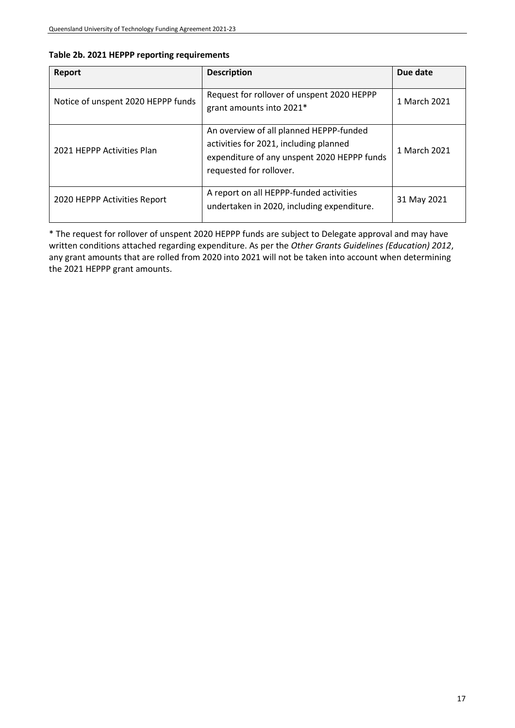**Table 2b. 2021 HEPPP reporting requirements**

| Report | Description | Due date |
|---|---|---|
| Notice of unspent 2020 HEPPP funds | Request for rollover of unspent 2020 HEPPP grant amounts into 2021* | 1 March 2021 |
| 2021 HEPPP Activities Plan | An overview of all planned HEPPP-funded activities for 2021, including planned expenditure of any unspent 2020 HEPPP funds requested for rollover. | 1 March 2021 |
| 2020 HEPPP Activities Report | A report on all HEPPP-funded activities undertaken in 2020, including expenditure. | 31 May 2021 |

* The request for rollover of unspent 2020 HEPPP funds are subject to Delegate approval and may have written conditions attached regarding expenditure. As per the *Other Grants Guidelines (Education) 2012*, any grant amounts that are rolled from 2020 into 2021 will not be taken into account when determining the 2021 HEPPP grant amounts.